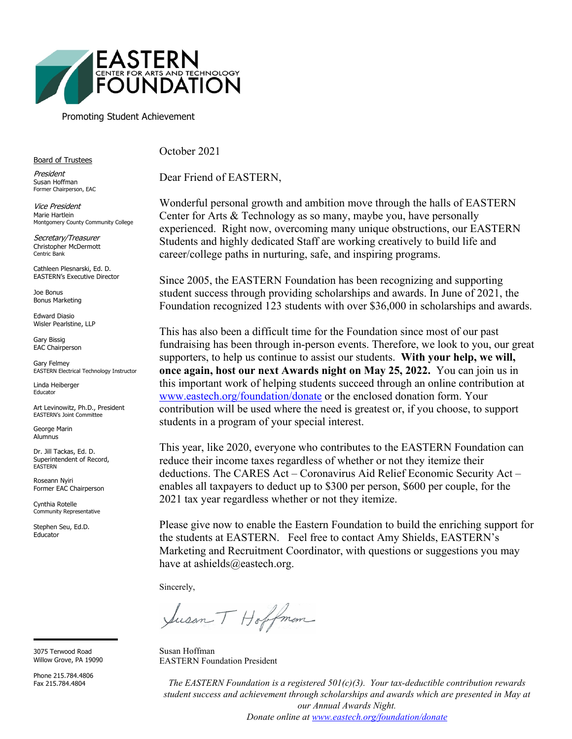# EASTERN CENTER FOR ARTS AND TECHNOLOGY FOUNDATION

Promoting Student Achievement

Board of Trustees

*President*
Susan Hoffman
Former Chairperson, EAC

*Vice President*
Marie Hartlein
Montgomery County Community College

*Secretary/Treasurer*
Christopher McDermott
Centric Bank

Cathleen Plesnarski, Ed. D.
EASTERN's Executive Director

Joe Bonus
Bonus Marketing

Edward Diasio
Wisler Pearlstine, LLP

Gary Bissig
EAC Chairperson

Gary Felmey
EASTERN Electrical Technology Instructor

Linda Heiberger
Educator

Art Levinowitz, Ph.D., President
EASTERN's Joint Committee

George Marin
Alumnus

Dr. Jill Tackas, Ed. D.
Superintendent of Record,
EASTERN

Roseann Nyiri
Former EAC Chairperson

Cynthia Rotelle
Community Representative

Stephen Seu, Ed.D.
Educator

3075 Terwood Road
Willow Grove, PA 19090

Phone 215.784.4806
Fax 215.784.4804

October 2021

Dear Friend of EASTERN,

Wonderful personal growth and ambition move through the halls of EASTERN Center for Arts & Technology as so many, maybe you, have personally experienced. Right now, overcoming many unique obstructions, our EASTERN Students and highly dedicated Staff are working creatively to build life and career/college paths in nurturing, safe, and inspiring programs.

Since 2005, the EASTERN Foundation has been recognizing and supporting student success through providing scholarships and awards. In June of 2021, the Foundation recognized 123 students with over $36,000 in scholarships and awards.

This has also been a difficult time for the Foundation since most of our past fundraising has been through in-person events. Therefore, we look to you, our great supporters, to help us continue to assist our students. **With your help, we will, once again, host our next Awards night on May 25, 2022.** You can join us in this important work of helping students succeed through an online contribution at www.eastech.org/foundation/donate or the enclosed donation form. Your contribution will be used where the need is greatest or, if you choose, to support students in a program of your special interest.

This year, like 2020, everyone who contributes to the EASTERN Foundation can reduce their income taxes regardless of whether or not they itemize their deductions. The CARES Act – Coronavirus Aid Relief Economic Security Act – enables all taxpayers to deduct up to $300 per person, $600 per couple, for the 2021 tax year regardless whether or not they itemize.

Please give now to enable the Eastern Foundation to build the enriching support for the students at EASTERN. Feel free to contact Amy Shields, EASTERN's Marketing and Recruitment Coordinator, with questions or suggestions you may have at ashields@eastech.org.

Sincerely,

Susan T Hoffman

Susan Hoffman
EASTERN Foundation President

*The EASTERN Foundation is a registered 501(c)(3). Your tax-deductible contribution rewards student success and achievement through scholarships and awards which are presented in May at our Annual Awards Night.*
*Donate online at www.eastech.org/foundation/donate*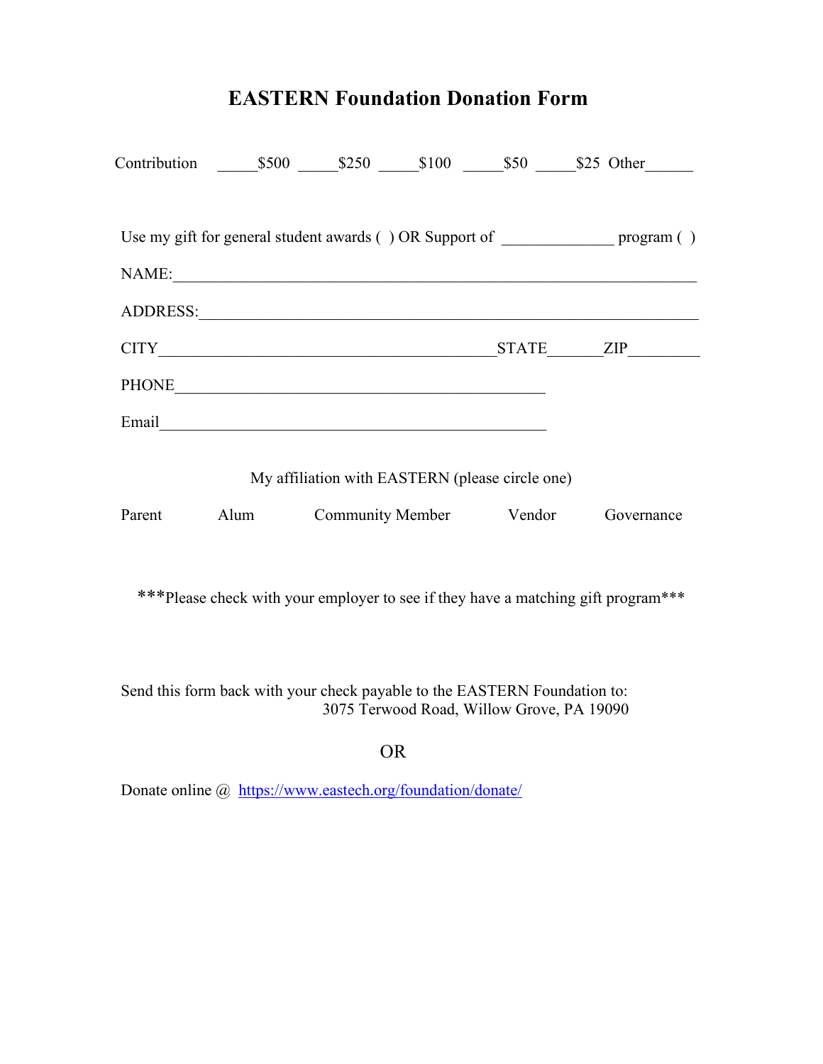# EASTERN Foundation Donation Form

Contribution _____$500 _____$250 _____$100 _____$50 _____$25 Other______

Use my gift for general student awards ( ) OR Support of ______________ program ( )

NAME:_______________________________________________________________

ADDRESS:____________________________________________________________

CITY__________________________________________STATE______ZIP_________

PHONE_________________________________________________

Email__________________________________________________

My affiliation with EASTERN (please circle one)

Parent Alum Community Member Vendor Governance

***Please check with your employer to see if they have a matching gift program***

Send this form back with your check payable to the EASTERN Foundation to:
3075 Terwood Road, Willow Grove, PA 19090

OR

Donate online @ https://www.eastech.org/foundation/donate/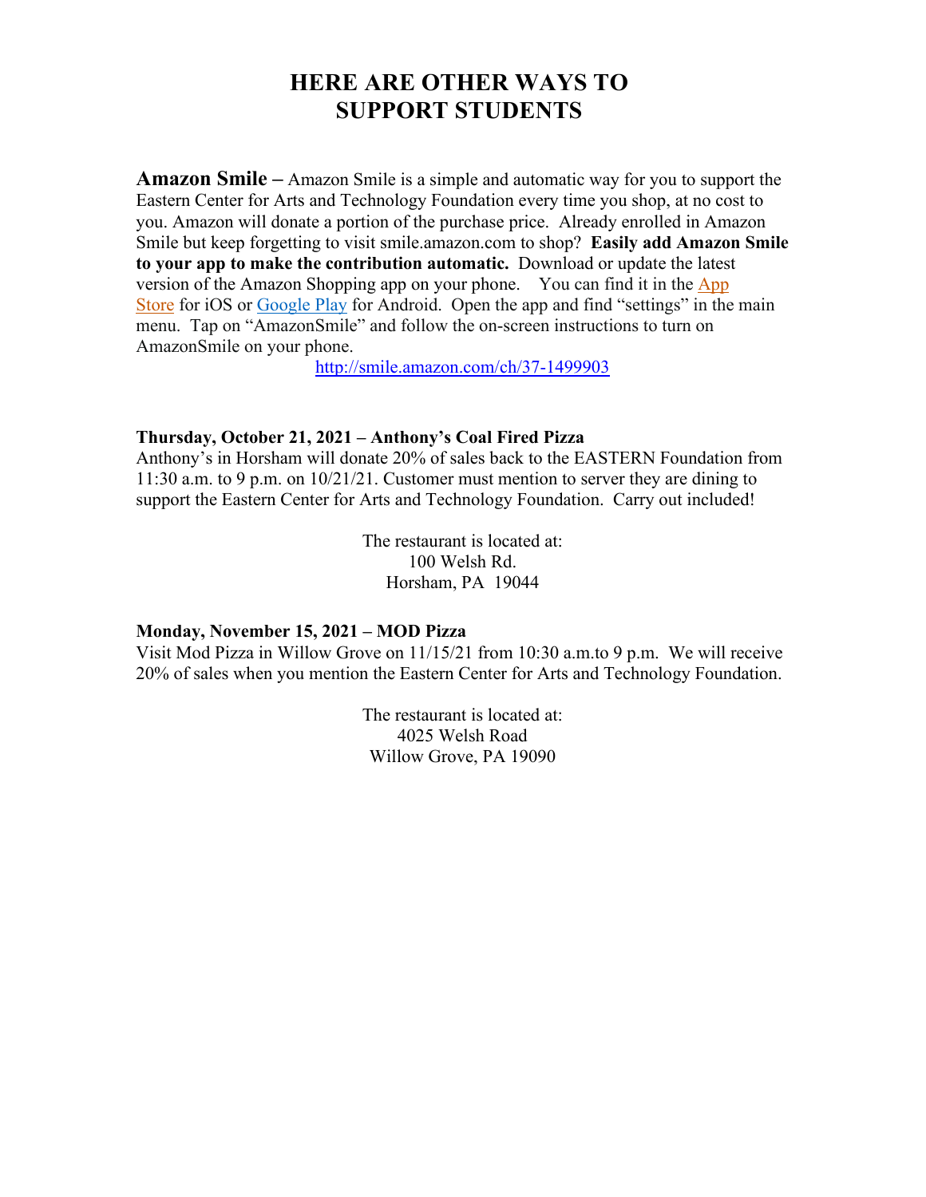# HERE ARE OTHER WAYS TO SUPPORT STUDENTS

**Amazon Smile –** Amazon Smile is a simple and automatic way for you to support the Eastern Center for Arts and Technology Foundation every time you shop, at no cost to you. Amazon will donate a portion of the purchase price. Already enrolled in Amazon Smile but keep forgetting to visit smile.amazon.com to shop? **Easily add Amazon Smile to your app to make the contribution automatic.** Download or update the latest version of the Amazon Shopping app on your phone. You can find it in the App Store for iOS or Google Play for Android. Open the app and find "settings" in the main menu. Tap on "AmazonSmile" and follow the on-screen instructions to turn on AmazonSmile on your phone.

http://smile.amazon.com/ch/37-1499903

**Thursday, October 21, 2021 – Anthony's Coal Fired Pizza**

Anthony's in Horsham will donate 20% of sales back to the EASTERN Foundation from 11:30 a.m. to 9 p.m. on 10/21/21. Customer must mention to server they are dining to support the Eastern Center for Arts and Technology Foundation. Carry out included!

The restaurant is located at:
100 Welsh Rd.
Horsham, PA 19044

**Monday, November 15, 2021 – MOD Pizza**

Visit Mod Pizza in Willow Grove on 11/15/21 from 10:30 a.m.to 9 p.m. We will receive 20% of sales when you mention the Eastern Center for Arts and Technology Foundation.

The restaurant is located at:
4025 Welsh Road
Willow Grove, PA 19090